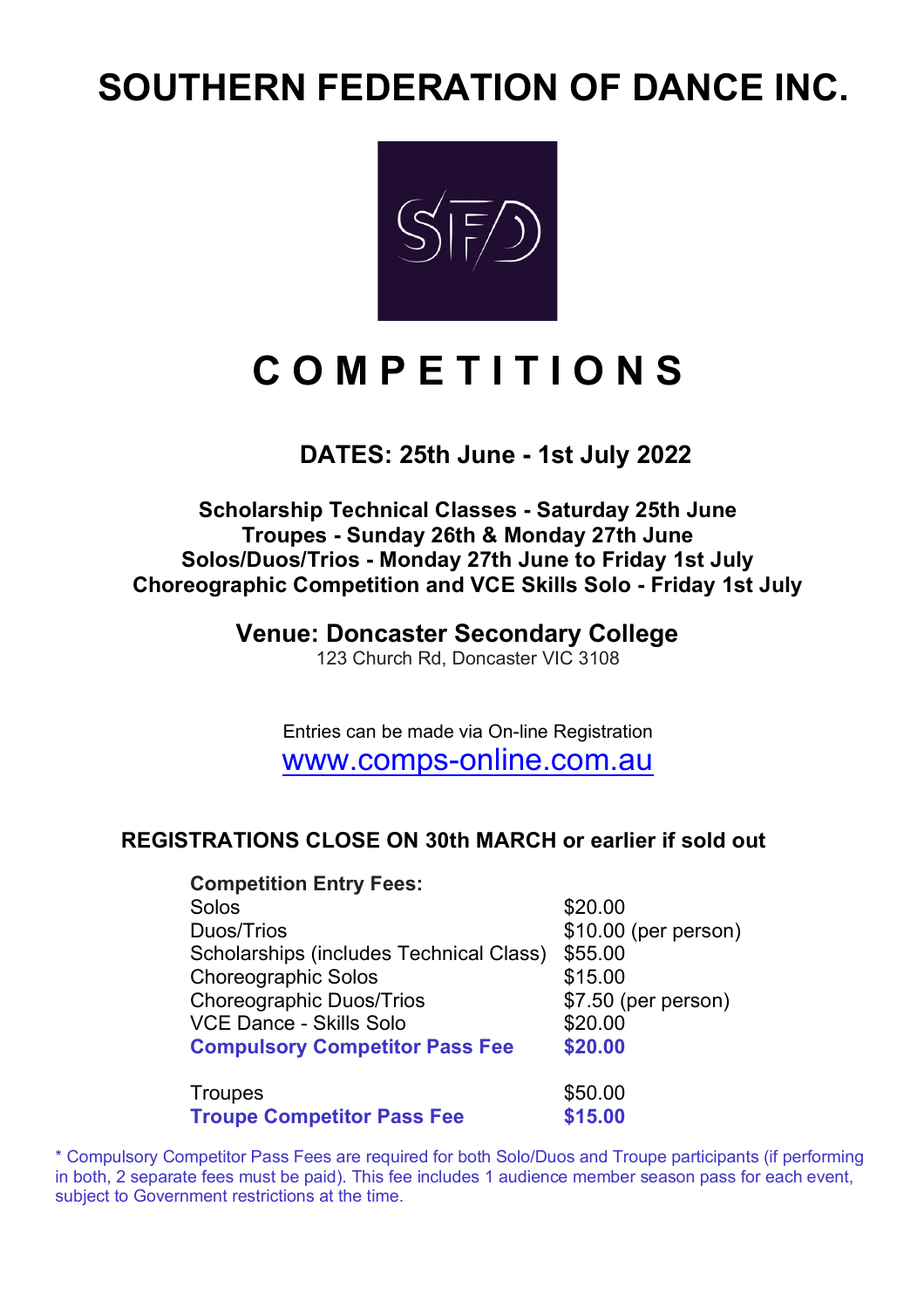# SOUTHERN FEDERATION OF DANCE INC.

# C O M P E T I T I O N S

**DATES: 25th June - 1st July 2022**

**Scholarship Technical Classes - Saturday 25th June**
**Troupes - Sunday 26th & Monday 27th June**
**Solos/Duos/Trios - Monday 27th June to Friday 1st July**
**Choreographic Competition and VCE Skills Solo - Friday 1st July**

## Venue: Doncaster Secondary College

123 Church Rd, Doncaster VIC 3108

Entries can be made via On-line Registration
www.comps-online.com.au

**REGISTRATIONS CLOSE ON 30th MARCH or earlier if sold out**

| **Competition Entry Fees:** | |
| --- | --- |
| Solos | $20.00 |
| Duos/Trios | $10.00 (per person) |
| Scholarships (includes Technical Class) | $55.00 |
| Choreographic Solos | $15.00 |
| Choreographic Duos/Trios | $7.50 (per person) |
| VCE Dance - Skills Solo | $20.00 |
| **Compulsory Competitor Pass Fee** | **$20.00** |
| Troupes | $50.00 |
| **Troupe Competitor Pass Fee** | **$15.00** |

* Compulsory Competitor Pass Fees are required for both Solo/Duos and Troupe participants (if performing in both, 2 separate fees must be paid). This fee includes 1 audience member season pass for each event, subject to Government restrictions at the time.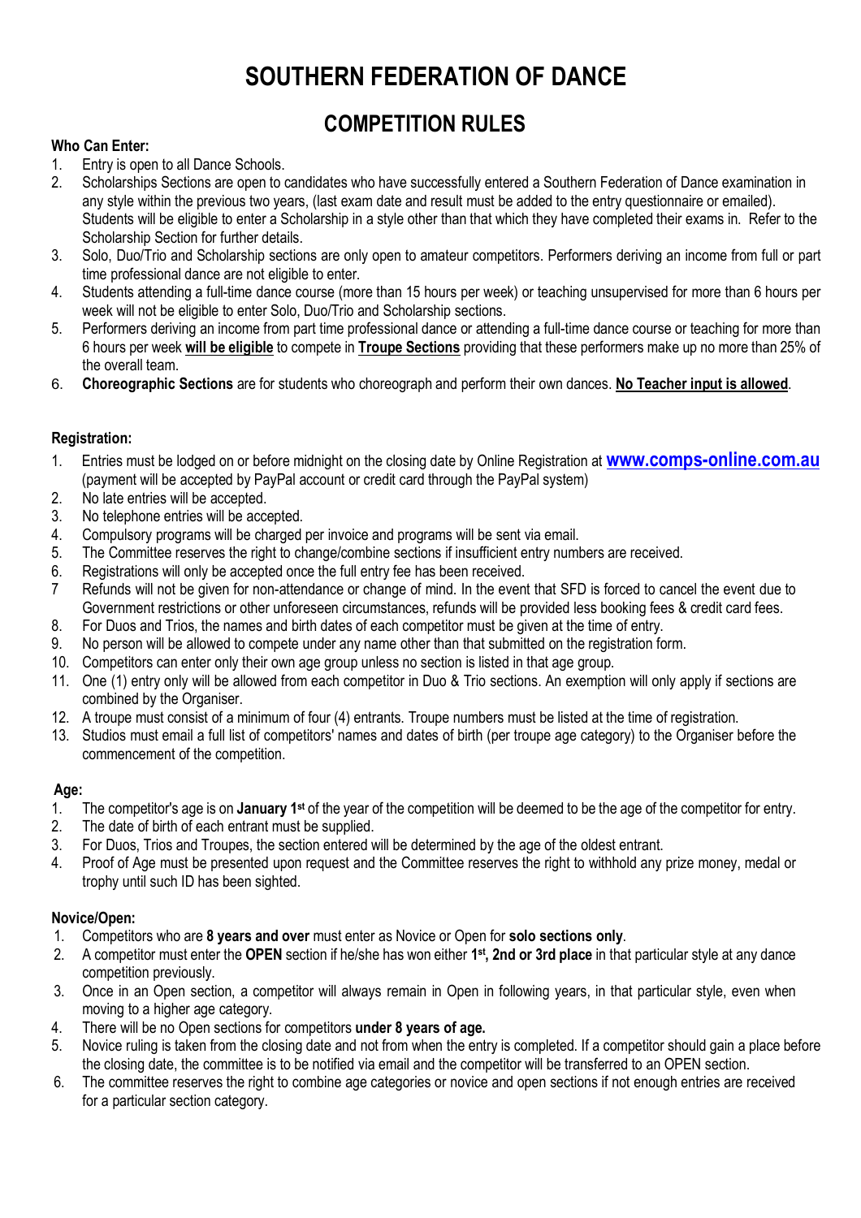# SOUTHERN FEDERATION OF DANCE

## COMPETITION RULES

**Who Can Enter:**

1. Entry is open to all Dance Schools.
2. Scholarships Sections are open to candidates who have successfully entered a Southern Federation of Dance examination in any style within the previous two years, (last exam date and result must be added to the entry questionnaire or emailed). Students will be eligible to enter a Scholarship in a style other than that which they have completed their exams in. Refer to the Scholarship Section for further details.
3. Solo, Duo/Trio and Scholarship sections are only open to amateur competitors. Performers deriving an income from full or part time professional dance are not eligible to enter.
4. Students attending a full-time dance course (more than 15 hours per week) or teaching unsupervised for more than 6 hours per week will not be eligible to enter Solo, Duo/Trio and Scholarship sections.
5. Performers deriving an income from part time professional dance or attending a full-time dance course or teaching for more than 6 hours per week **will be eligible** to compete in **Troupe Sections** providing that these performers make up no more than 25% of the overall team.
6. **Choreographic Sections** are for students who choreograph and perform their own dances. **No Teacher input is allowed**.

**Registration:**

1. Entries must be lodged on or before midnight on the closing date by Online Registration at **www.comps-online.com.au** (payment will be accepted by PayPal account or credit card through the PayPal system)
2. No late entries will be accepted.
3. No telephone entries will be accepted.
4. Compulsory programs will be charged per invoice and programs will be sent via email.
5. The Committee reserves the right to change/combine sections if insufficient entry numbers are received.
6. Registrations will only be accepted once the full entry fee has been received.
7. Refunds will not be given for non-attendance or change of mind. In the event that SFD is forced to cancel the event due to Government restrictions or other unforeseen circumstances, refunds will be provided less booking fees & credit card fees.
8. For Duos and Trios, the names and birth dates of each competitor must be given at the time of entry.
9. No person will be allowed to compete under any name other than that submitted on the registration form.
10. Competitors can enter only their own age group unless no section is listed in that age group.
11. One (1) entry only will be allowed from each competitor in Duo & Trio sections. An exemption will only apply if sections are combined by the Organiser.
12. A troupe must consist of a minimum of four (4) entrants. Troupe numbers must be listed at the time of registration.
13. Studios must email a full list of competitors' names and dates of birth (per troupe age category) to the Organiser before the commencement of the competition.

**Age:**

1. The competitor's age is on **January 1st** of the year of the competition will be deemed to be the age of the competitor for entry.
2. The date of birth of each entrant must be supplied.
3. For Duos, Trios and Troupes, the section entered will be determined by the age of the oldest entrant.
4. Proof of Age must be presented upon request and the Committee reserves the right to withhold any prize money, medal or trophy until such ID has been sighted.

**Novice/Open:**

1. Competitors who are **8 years and over** must enter as Novice or Open for **solo sections only**.
2. A competitor must enter the **OPEN** section if he/she has won either **1st, 2nd or 3rd place** in that particular style at any dance competition previously.
3. Once in an Open section, a competitor will always remain in Open in following years, in that particular style, even when moving to a higher age category.
4. There will be no Open sections for competitors **under 8 years of age.**
5. Novice ruling is taken from the closing date and not from when the entry is completed. If a competitor should gain a place before the closing date, the committee is to be notified via email and the competitor will be transferred to an OPEN section.
6. The committee reserves the right to combine age categories or novice and open sections if not enough entries are received for a particular section category.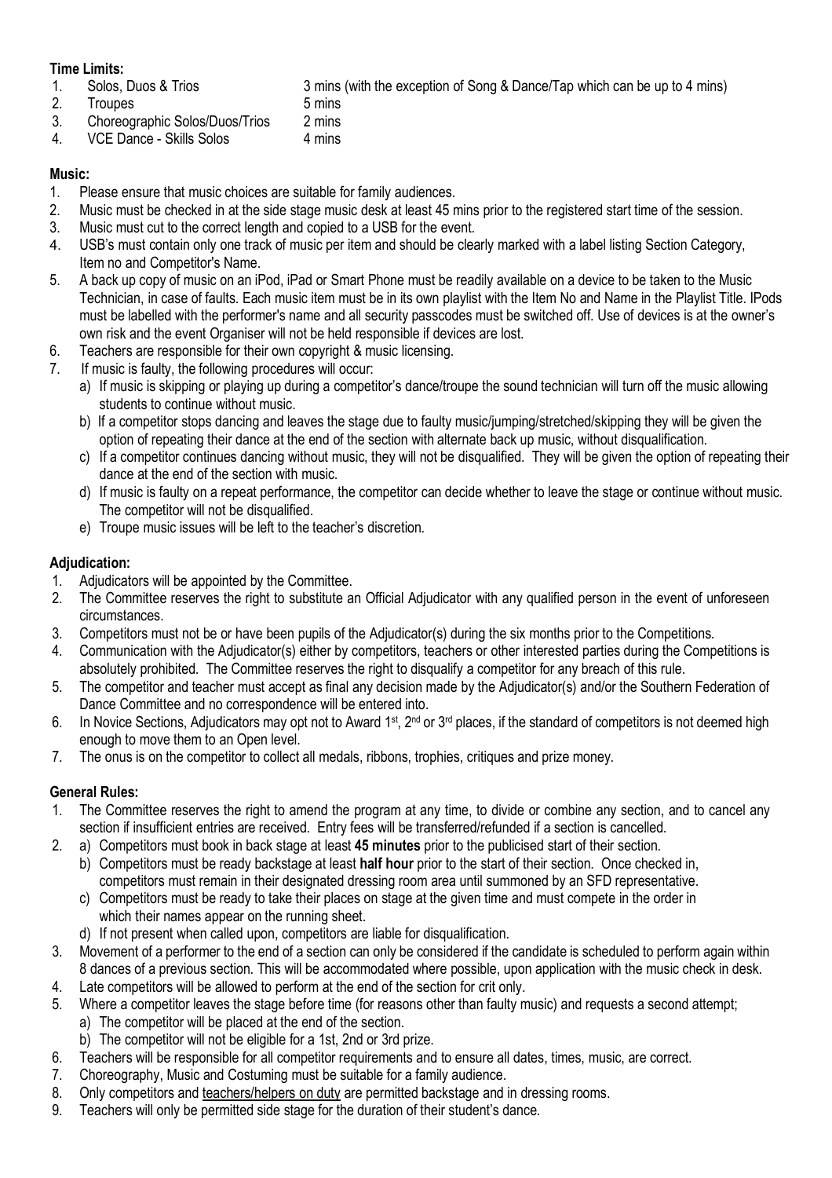**Time Limits:**

1. Solos, Duos & Trios — 3 mins (with the exception of Song & Dance/Tap which can be up to 4 mins)
2. Troupes — 5 mins
3. Choreographic Solos/Duos/Trios — 2 mins
4. VCE Dance - Skills Solos — 4 mins

**Music:**

1. Please ensure that music choices are suitable for family audiences.
2. Music must be checked in at the side stage music desk at least 45 mins prior to the registered start time of the session.
3. Music must cut to the correct length and copied to a USB for the event.
4. USB's must contain only one track of music per item and should be clearly marked with a label listing Section Category, Item no and Competitor's Name.
5. A back up copy of music on an iPod, iPad or Smart Phone must be readily available on a device to be taken to the Music Technician, in case of faults. Each music item must be in its own playlist with the Item No and Name in the Playlist Title. IPods must be labelled with the performer's name and all security passcodes must be switched off. Use of devices is at the owner's own risk and the event Organiser will not be held responsible if devices are lost.
6. Teachers are responsible for their own copyright & music licensing.
7. If music is faulty, the following procedures will occur:
   a) If music is skipping or playing up during a competitor's dance/troupe the sound technician will turn off the music allowing students to continue without music.
   b) If a competitor stops dancing and leaves the stage due to faulty music/jumping/stretched/skipping they will be given the option of repeating their dance at the end of the section with alternate back up music, without disqualification.
   c) If a competitor continues dancing without music, they will not be disqualified. They will be given the option of repeating their dance at the end of the section with music.
   d) If music is faulty on a repeat performance, the competitor can decide whether to leave the stage or continue without music. The competitor will not be disqualified.
   e) Troupe music issues will be left to the teacher's discretion.

**Adjudication:**

1. Adjudicators will be appointed by the Committee.
2. The Committee reserves the right to substitute an Official Adjudicator with any qualified person in the event of unforeseen circumstances.
3. Competitors must not be or have been pupils of the Adjudicator(s) during the six months prior to the Competitions.
4. Communication with the Adjudicator(s) either by competitors, teachers or other interested parties during the Competitions is absolutely prohibited. The Committee reserves the right to disqualify a competitor for any breach of this rule.
5. The competitor and teacher must accept as final any decision made by the Adjudicator(s) and/or the Southern Federation of Dance Committee and no correspondence will be entered into.
6. In Novice Sections, Adjudicators may opt not to Award 1st, 2nd or 3rd places, if the standard of competitors is not deemed high enough to move them to an Open level.
7. The onus is on the competitor to collect all medals, ribbons, trophies, critiques and prize money.

**General Rules:**

1. The Committee reserves the right to amend the program at any time, to divide or combine any section, and to cancel any section if insufficient entries are received. Entry fees will be transferred/refunded if a section is cancelled.
2. a) Competitors must book in back stage at least **45 minutes** prior to the publicised start of their section.
   b) Competitors must be ready backstage at least **half hour** prior to the start of their section. Once checked in, competitors must remain in their designated dressing room area until summoned by an SFD representative.
   c) Competitors must be ready to take their places on stage at the given time and must compete in the order in which their names appear on the running sheet.
   d) If not present when called upon, competitors are liable for disqualification.
3. Movement of a performer to the end of a section can only be considered if the candidate is scheduled to perform again within 8 dances of a previous section. This will be accommodated where possible, upon application with the music check in desk.
4. Late competitors will be allowed to perform at the end of the section for crit only.
5. Where a competitor leaves the stage before time (for reasons other than faulty music) and requests a second attempt;
   a) The competitor will be placed at the end of the section.
   b) The competitor will not be eligible for a 1st, 2nd or 3rd prize.
6. Teachers will be responsible for all competitor requirements and to ensure all dates, times, music, are correct.
7. Choreography, Music and Costuming must be suitable for a family audience.
8. Only competitors and teachers/helpers on duty are permitted backstage and in dressing rooms.
9. Teachers will only be permitted side stage for the duration of their student's dance.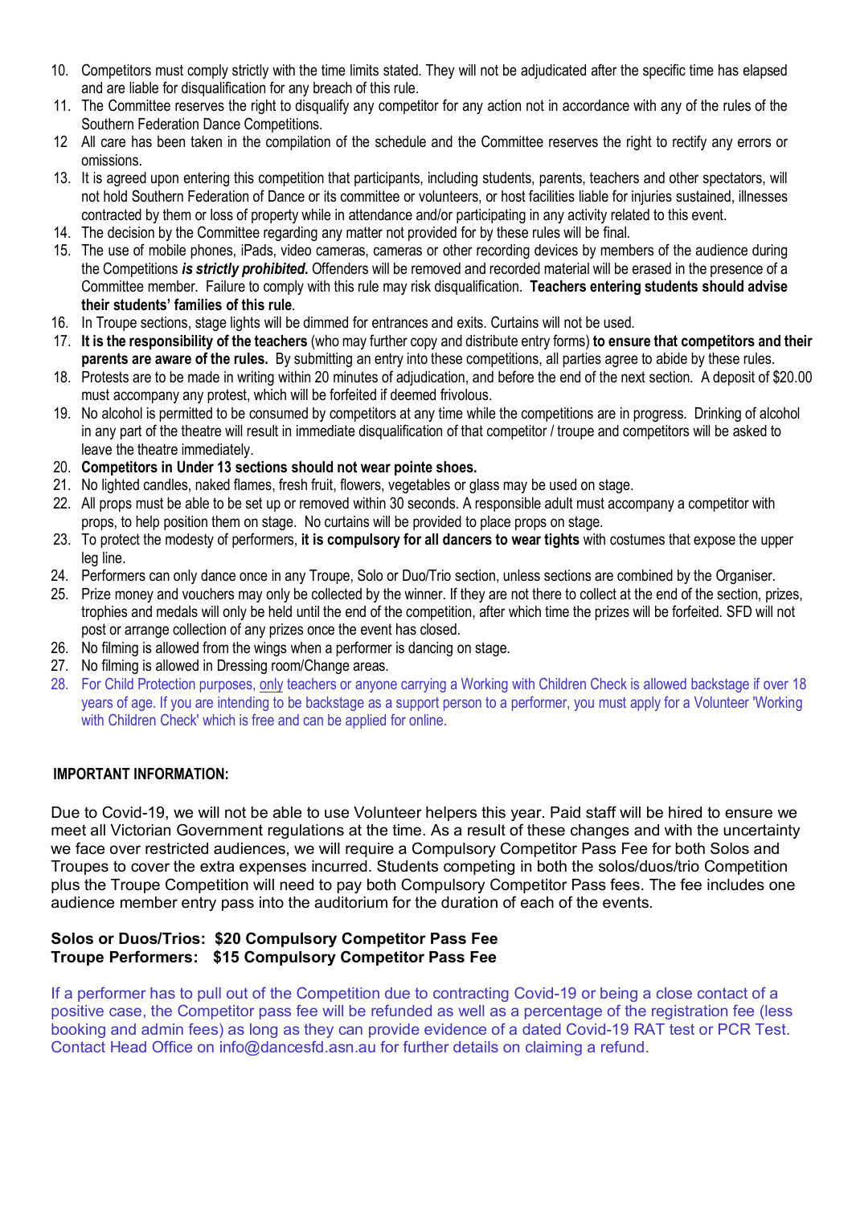10. Competitors must comply strictly with the time limits stated. They will not be adjudicated after the specific time has elapsed and are liable for disqualification for any breach of this rule.
11. The Committee reserves the right to disqualify any competitor for any action not in accordance with any of the rules of the Southern Federation Dance Competitions.
12. All care has been taken in the compilation of the schedule and the Committee reserves the right to rectify any errors or omissions.
13. It is agreed upon entering this competition that participants, including students, parents, teachers and other spectators, will not hold Southern Federation of Dance or its committee or volunteers, or host facilities liable for injuries sustained, illnesses contracted by them or loss of property while in attendance and/or participating in any activity related to this event.
14. The decision by the Committee regarding any matter not provided for by these rules will be final.
15. The use of mobile phones, iPads, video cameras, cameras or other recording devices by members of the audience during the Competitions ***is strictly prohibited.*** Offenders will be removed and recorded material will be erased in the presence of a Committee member. Failure to comply with this rule may risk disqualification. **Teachers entering students should advise their students' families of this rule**.
16. In Troupe sections, stage lights will be dimmed for entrances and exits. Curtains will not be used.
17. **It is the responsibility of the teachers** (who may further copy and distribute entry forms) **to ensure that competitors and their parents are aware of the rules.** By submitting an entry into these competitions, all parties agree to abide by these rules.
18. Protests are to be made in writing within 20 minutes of adjudication, and before the end of the next section. A deposit of $20.00 must accompany any protest, which will be forfeited if deemed frivolous.
19. No alcohol is permitted to be consumed by competitors at any time while the competitions are in progress. Drinking of alcohol in any part of the theatre will result in immediate disqualification of that competitor / troupe and competitors will be asked to leave the theatre immediately.
20. **Competitors in Under 13 sections should not wear pointe shoes.**
21. No lighted candles, naked flames, fresh fruit, flowers, vegetables or glass may be used on stage.
22. All props must be able to be set up or removed within 30 seconds. A responsible adult must accompany a competitor with props, to help position them on stage. No curtains will be provided to place props on stage.
23. To protect the modesty of performers, **it is compulsory for all dancers to wear tights** with costumes that expose the upper leg line.
24. Performers can only dance once in any Troupe, Solo or Duo/Trio section, unless sections are combined by the Organiser.
25. Prize money and vouchers may only be collected by the winner. If they are not there to collect at the end of the section, prizes, trophies and medals will only be held until the end of the competition, after which time the prizes will be forfeited. SFD will not post or arrange collection of any prizes once the event has closed.
26. No filming is allowed from the wings when a performer is dancing on stage.
27. No filming is allowed in Dressing room/Change areas.
28. For Child Protection purposes, only teachers or anyone carrying a Working with Children Check is allowed backstage if over 18 years of age. If you are intending to be backstage as a support person to a performer, you must apply for a Volunteer 'Working with Children Check' which is free and can be applied for online.

**IMPORTANT INFORMATION:**

Due to Covid-19, we will not be able to use Volunteer helpers this year. Paid staff will be hired to ensure we meet all Victorian Government regulations at the time. As a result of these changes and with the uncertainty we face over restricted audiences, we will require a Compulsory Competitor Pass Fee for both Solos and Troupes to cover the extra expenses incurred. Students competing in both the solos/duos/trio Competition plus the Troupe Competition will need to pay both Compulsory Competitor Pass fees. The fee includes one audience member entry pass into the auditorium for the duration of each of the events.

**Solos or Duos/Trios: $20 Compulsory Competitor Pass Fee**
**Troupe Performers: $15 Compulsory Competitor Pass Fee**

If a performer has to pull out of the Competition due to contracting Covid-19 or being a close contact of a positive case, the Competitor pass fee will be refunded as well as a percentage of the registration fee (less booking and admin fees) as long as they can provide evidence of a dated Covid-19 RAT test or PCR Test. Contact Head Office on info@dancesfd.asn.au for further details on claiming a refund.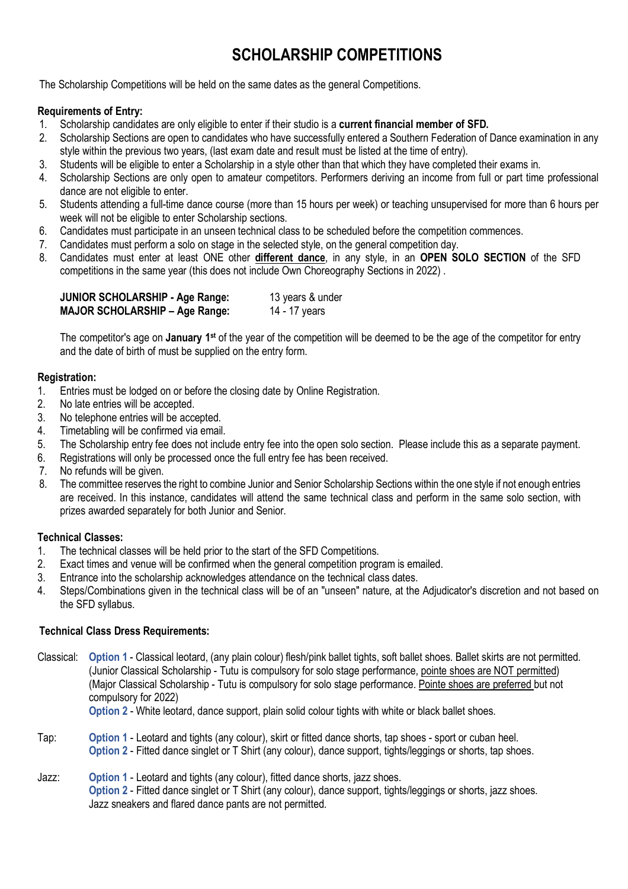# SCHOLARSHIP COMPETITIONS

The Scholarship Competitions will be held on the same dates as the general Competitions.

**Requirements of Entry:**

1. Scholarship candidates are only eligible to enter if their studio is a **current financial member of SFD.**
2. Scholarship Sections are open to candidates who have successfully entered a Southern Federation of Dance examination in any style within the previous two years, (last exam date and result must be listed at the time of entry).
3. Students will be eligible to enter a Scholarship in a style other than that which they have completed their exams in.
4. Scholarship Sections are only open to amateur competitors. Performers deriving an income from full or part time professional dance are not eligible to enter.
5. Students attending a full-time dance course (more than 15 hours per week) or teaching unsupervised for more than 6 hours per week will not be eligible to enter Scholarship sections.
6. Candidates must participate in an unseen technical class to be scheduled before the competition commences.
7. Candidates must perform a solo on stage in the selected style, on the general competition day.
8. Candidates must enter at least ONE other **different dance**, in any style, in an **OPEN SOLO SECTION** of the SFD competitions in the same year (this does not include Own Choreography Sections in 2022) .

| | |
|---|---|
| **JUNIOR SCHOLARSHIP - Age Range:** | 13 years & under |
| **MAJOR SCHOLARSHIP – Age Range:** | 14 - 17 years |

The competitor's age on **January 1st** of the year of the competition will be deemed to be the age of the competitor for entry and the date of birth of must be supplied on the entry form.

**Registration:**

1. Entries must be lodged on or before the closing date by Online Registration.
2. No late entries will be accepted.
3. No telephone entries will be accepted.
4. Timetabling will be confirmed via email.
5. The Scholarship entry fee does not include entry fee into the open solo section. Please include this as a separate payment.
6. Registrations will only be processed once the full entry fee has been received.
7. No refunds will be given.
8. The committee reserves the right to combine Junior and Senior Scholarship Sections within the one style if not enough entries are received. In this instance, candidates will attend the same technical class and perform in the same solo section, with prizes awarded separately for both Junior and Senior.

**Technical Classes:**

1. The technical classes will be held prior to the start of the SFD Competitions.
2. Exact times and venue will be confirmed when the general competition program is emailed.
3. Entrance into the scholarship acknowledges attendance on the technical class dates.
4. Steps/Combinations given in the technical class will be of an "unseen" nature, at the Adjudicator's discretion and not based on the SFD syllabus.

**Technical Class Dress Requirements:**

Classical: **Option 1** - Classical leotard, (any plain colour) flesh/pink ballet tights, soft ballet shoes. Ballet skirts are not permitted. (Junior Classical Scholarship - Tutu is compulsory for solo stage performance, pointe shoes are NOT permitted) (Major Classical Scholarship - Tutu is compulsory for solo stage performance. Pointe shoes are preferred but not compulsory for 2022)
**Option 2** - White leotard, dance support, plain solid colour tights with white or black ballet shoes.

Tap: **Option 1** - Leotard and tights (any colour), skirt or fitted dance shorts, tap shoes - sport or cuban heel.
**Option 2** - Fitted dance singlet or T Shirt (any colour), dance support, tights/leggings or shorts, tap shoes.

Jazz: **Option 1** - Leotard and tights (any colour), fitted dance shorts, jazz shoes.
**Option 2** - Fitted dance singlet or T Shirt (any colour), dance support, tights/leggings or shorts, jazz shoes.
Jazz sneakers and flared dance pants are not permitted.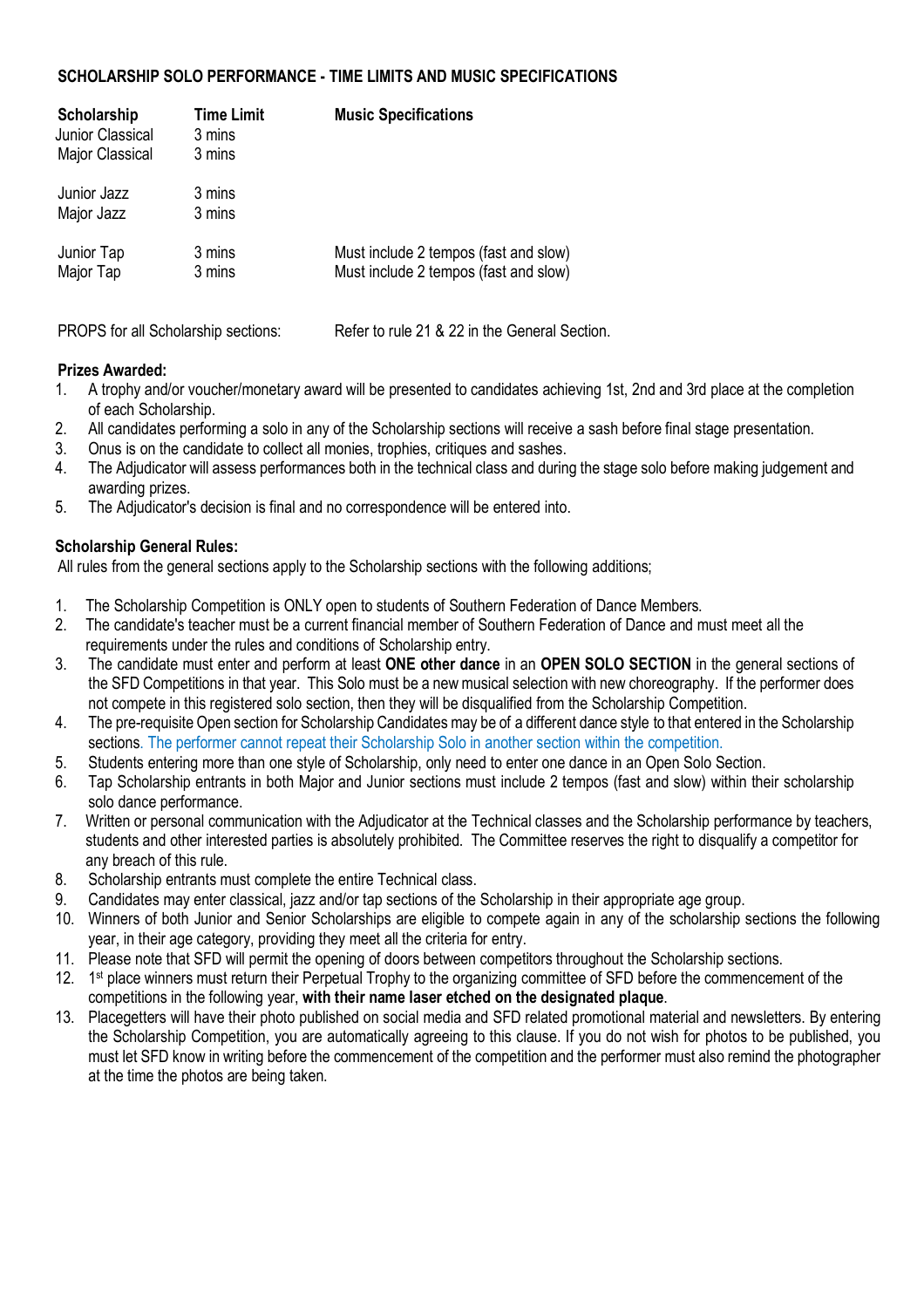## SCHOLARSHIP SOLO PERFORMANCE - TIME LIMITS AND MUSIC SPECIFICATIONS

| Scholarship | Time Limit | Music Specifications |
|---|---|---|
| Junior Classical | 3 mins | |
| Major Classical | 3 mins | |
| Junior Jazz | 3 mins | |
| Major Jazz | 3 mins | |
| Junior Tap | 3 mins | Must include 2 tempos (fast and slow) |
| Major Tap | 3 mins | Must include 2 tempos (fast and slow) |

PROPS for all Scholarship sections: Refer to rule 21 & 22 in the General Section.

### Prizes Awarded:

1. A trophy and/or voucher/monetary award will be presented to candidates achieving 1st, 2nd and 3rd place at the completion of each Scholarship.
2. All candidates performing a solo in any of the Scholarship sections will receive a sash before final stage presentation.
3. Onus is on the candidate to collect all monies, trophies, critiques and sashes.
4. The Adjudicator will assess performances both in the technical class and during the stage solo before making judgement and awarding prizes.
5. The Adjudicator's decision is final and no correspondence will be entered into.

### Scholarship General Rules:

All rules from the general sections apply to the Scholarship sections with the following additions;

1. The Scholarship Competition is ONLY open to students of Southern Federation of Dance Members.
2. The candidate's teacher must be a current financial member of Southern Federation of Dance and must meet all the requirements under the rules and conditions of Scholarship entry.
3. The candidate must enter and perform at least **ONE other dance** in an **OPEN SOLO SECTION** in the general sections of the SFD Competitions in that year. This Solo must be a new musical selection with new choreography. If the performer does not compete in this registered solo section, then they will be disqualified from the Scholarship Competition.
4. The pre-requisite Open section for Scholarship Candidates may be of a different dance style to that entered in the Scholarship sections. The performer cannot repeat their Scholarship Solo in another section within the competition.
5. Students entering more than one style of Scholarship, only need to enter one dance in an Open Solo Section.
6. Tap Scholarship entrants in both Major and Junior sections must include 2 tempos (fast and slow) within their scholarship solo dance performance.
7. Written or personal communication with the Adjudicator at the Technical classes and the Scholarship performance by teachers, students and other interested parties is absolutely prohibited. The Committee reserves the right to disqualify a competitor for any breach of this rule.
8. Scholarship entrants must complete the entire Technical class.
9. Candidates may enter classical, jazz and/or tap sections of the Scholarship in their appropriate age group.
10. Winners of both Junior and Senior Scholarships are eligible to compete again in any of the scholarship sections the following year, in their age category, providing they meet all the criteria for entry.
11. Please note that SFD will permit the opening of doors between competitors throughout the Scholarship sections.
12. 1st place winners must return their Perpetual Trophy to the organizing committee of SFD before the commencement of the competitions in the following year, **with their name laser etched on the designated plaque**.
13. Placegetters will have their photo published on social media and SFD related promotional material and newsletters. By entering the Scholarship Competition, you are automatically agreeing to this clause. If you do not wish for photos to be published, you must let SFD know in writing before the commencement of the competition and the performer must also remind the photographer at the time the photos are being taken.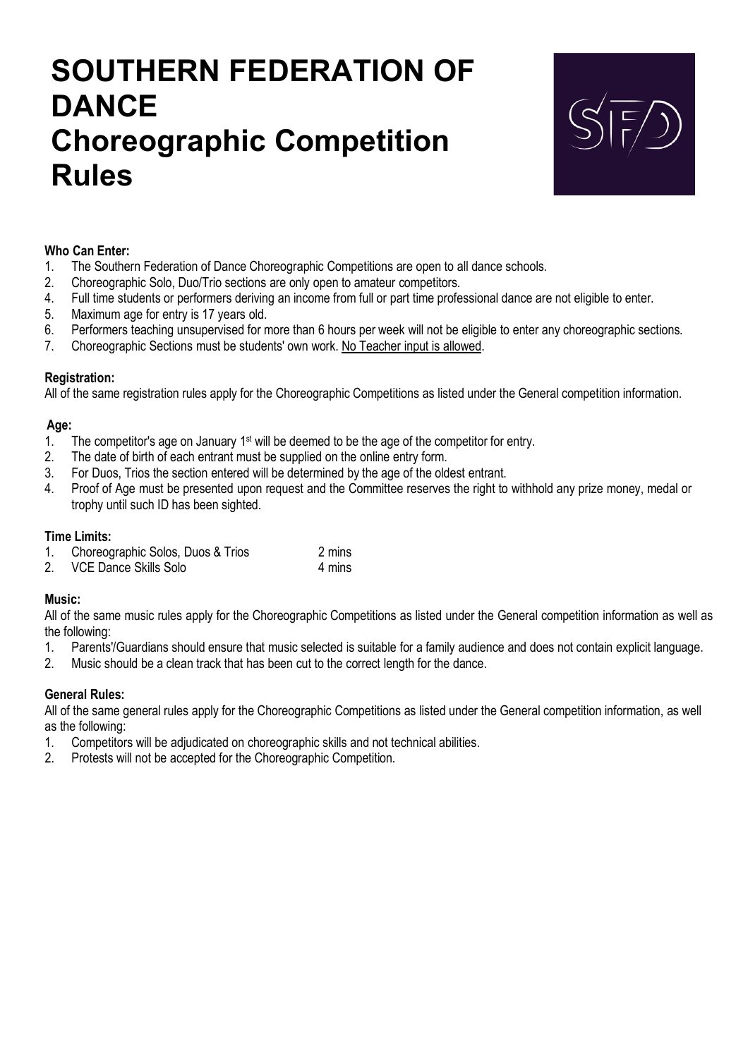# SOUTHERN FEDERATION OF DANCE Choreographic Competition Rules

**Who Can Enter:**

1. The Southern Federation of Dance Choreographic Competitions are open to all dance schools.
2. Choreographic Solo, Duo/Trio sections are only open to amateur competitors.
4. Full time students or performers deriving an income from full or part time professional dance are not eligible to enter.
5. Maximum age for entry is 17 years old.
6. Performers teaching unsupervised for more than 6 hours per week will not be eligible to enter any choreographic sections.
7. Choreographic Sections must be students' own work. <u>No Teacher input is allowed</u>.

**Registration:**

All of the same registration rules apply for the Choreographic Competitions as listed under the General competition information.

**Age:**

1. The competitor's age on January 1st will be deemed to be the age of the competitor for entry.
2. The date of birth of each entrant must be supplied on the online entry form.
3. For Duos, Trios the section entered will be determined by the age of the oldest entrant.
4. Proof of Age must be presented upon request and the Committee reserves the right to withhold any prize money, medal or trophy until such ID has been sighted.

**Time Limits:**

1. Choreographic Solos, Duos & Trios 2 mins
2. VCE Dance Skills Solo 4 mins

**Music:**

All of the same music rules apply for the Choreographic Competitions as listed under the General competition information as well as the following:

1. Parents'/Guardians should ensure that music selected is suitable for a family audience and does not contain explicit language.
2. Music should be a clean track that has been cut to the correct length for the dance.

**General Rules:**

All of the same general rules apply for the Choreographic Competitions as listed under the General competition information, as well as the following:

1. Competitors will be adjudicated on choreographic skills and not technical abilities.
2. Protests will not be accepted for the Choreographic Competition.